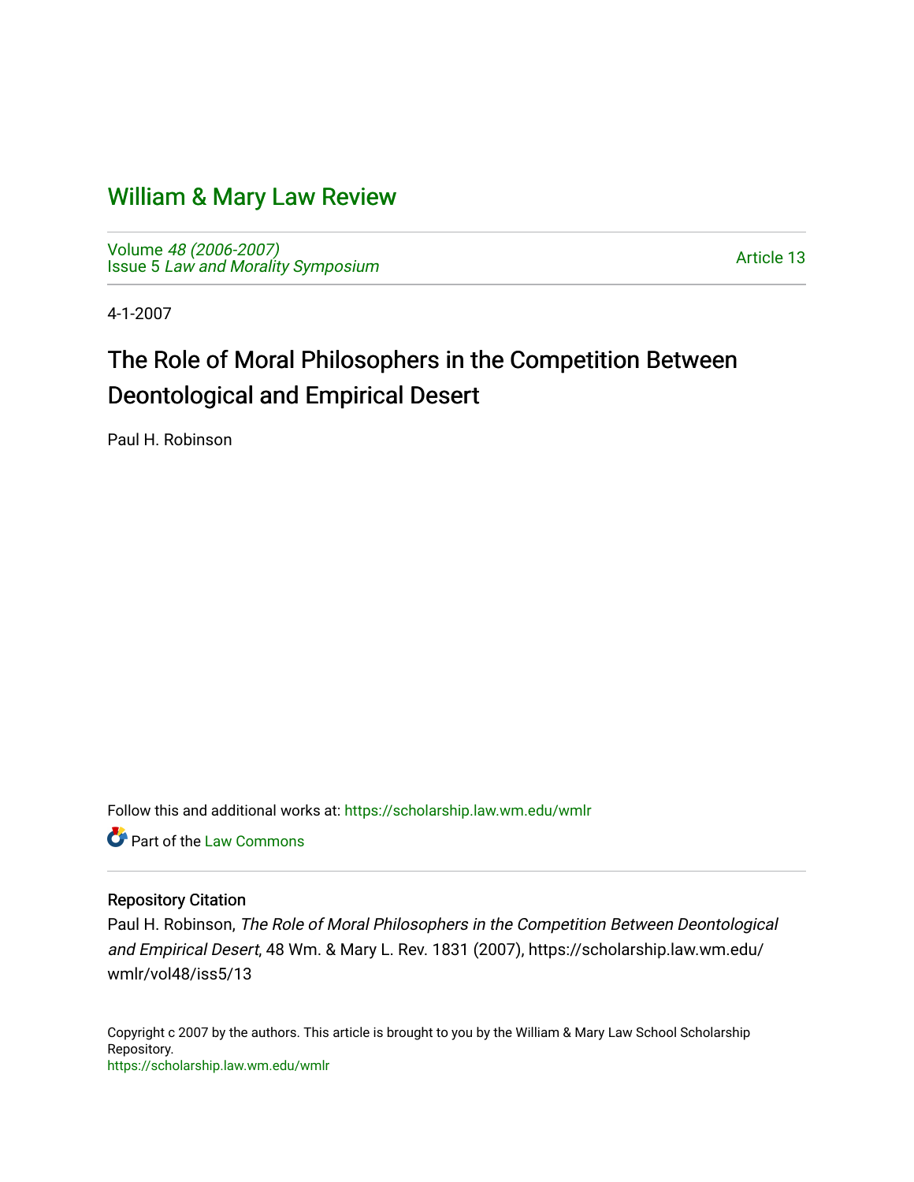# William & Mary Law Review

Volume *48 (2006-2007)*
Issue 5 *Law and Morality Symposium*

Article 13

4-1-2007

## The Role of Moral Philosophers in the Competition Between Deontological and Empirical Desert

Paul H. Robinson

Follow this and additional works at: https://scholarship.law.wm.edu/wmlr

Part of the Law Commons

### Repository Citation

Paul H. Robinson, *The Role of Moral Philosophers in the Competition Between Deontological and Empirical Desert*, 48 Wm. & Mary L. Rev. 1831 (2007), https://scholarship.law.wm.edu/wmlr/vol48/iss5/13

Copyright c 2007 by the authors. This article is brought to you by the William & Mary Law School Scholarship Repository.
https://scholarship.law.wm.edu/wmlr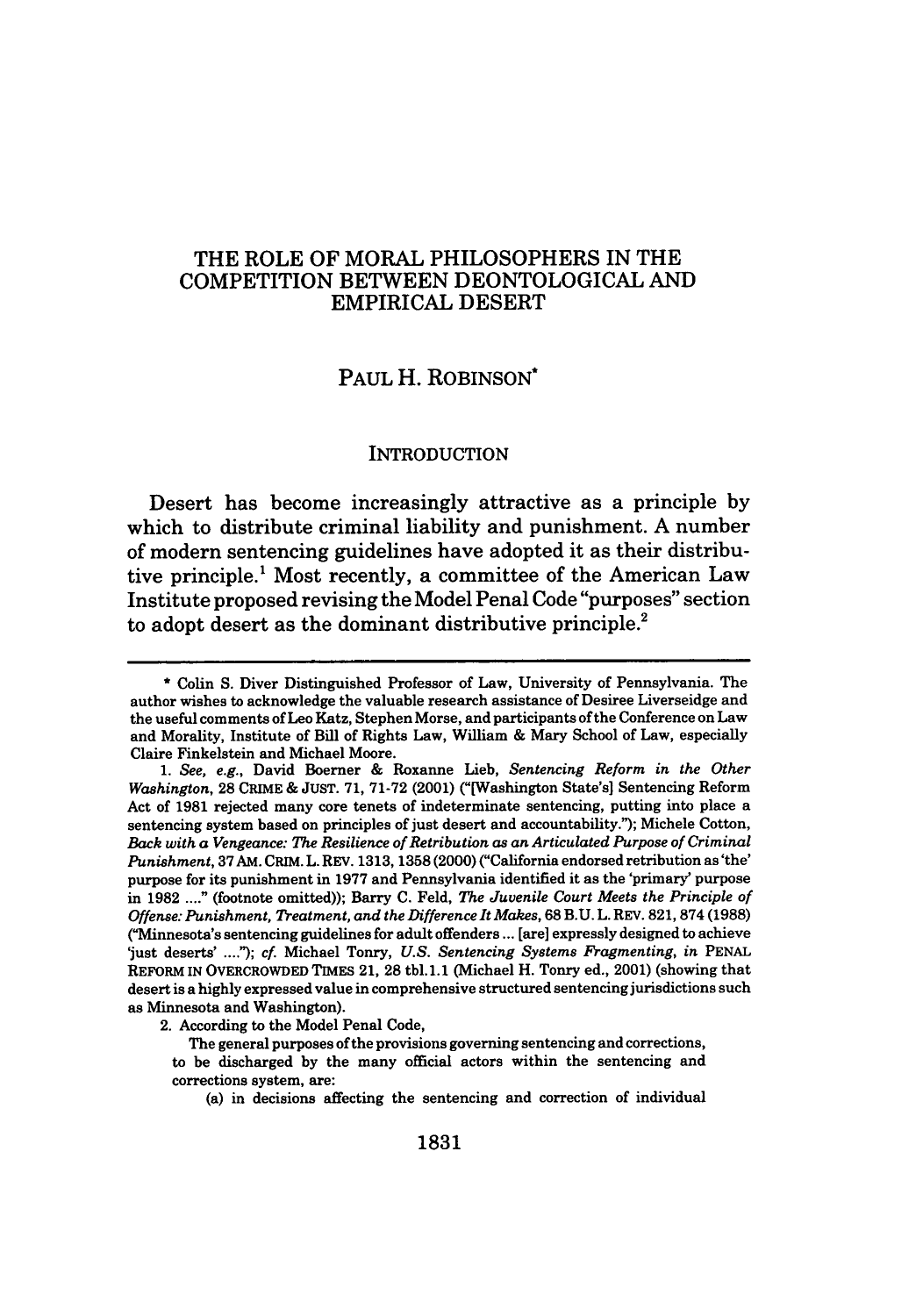# THE ROLE OF MORAL PHILOSOPHERS IN THE COMPETITION BETWEEN DEONTOLOGICAL AND EMPIRICAL DESERT

## PAUL H. ROBINSON*

### INTRODUCTION

Desert has become increasingly attractive as a principle by which to distribute criminal liability and punishment. A number of modern sentencing guidelines have adopted it as their distributive principle.[1] Most recently, a committee of the American Law Institute proposed revising the Model Penal Code "purposes" section to adopt desert as the dominant distributive principle.[2]

---

\* Colin S. Diver Distinguished Professor of Law, University of Pennsylvania. The author wishes to acknowledge the valuable research assistance of Desiree Liverseidge and the useful comments of Leo Katz, Stephen Morse, and participants of the Conference on Law and Morality, Institute of Bill of Rights Law, William & Mary School of Law, especially Claire Finkelstein and Michael Moore.

1. *See, e.g.*, David Boerner & Roxanne Lieb, *Sentencing Reform in the Other Washington*, 28 CRIME & JUST. 71, 71-72 (2001) ("[Washington State's] Sentencing Reform Act of 1981 rejected many core tenets of indeterminate sentencing, putting into place a sentencing system based on principles of just desert and accountability."); Michele Cotton, *Back with a Vengeance: The Resilience of Retribution as an Articulated Purpose of Criminal Punishment*, 37 AM. CRIM. L. REV. 1313, 1358 (2000) ("California endorsed retribution as 'the' purpose for its punishment in 1977 and Pennsylvania identified it as the 'primary' purpose in 1982 ...." (footnote omitted)); Barry C. Feld, *The Juvenile Court Meets the Principle of Offense: Punishment, Treatment, and the Difference It Makes*, 68 B.U. L. REV. 821, 874 (1988) ("Minnesota's sentencing guidelines for adult offenders ... [are] expressly designed to achieve 'just deserts' ...."); *cf.* Michael Tonry, *U.S. Sentencing Systems Fragmenting*, *in* PENAL REFORM IN OVERCROWDED TIMES 21, 28 tbl.1.1 (Michael H. Tonry ed., 2001) (showing that desert is a highly expressed value in comprehensive structured sentencing jurisdictions such as Minnesota and Washington).

2. According to the Model Penal Code,

> The general purposes of the provisions governing sentencing and corrections, to be discharged by the many official actors within the sentencing and corrections system, are:
>
> (a) in decisions affecting the sentencing and correction of individual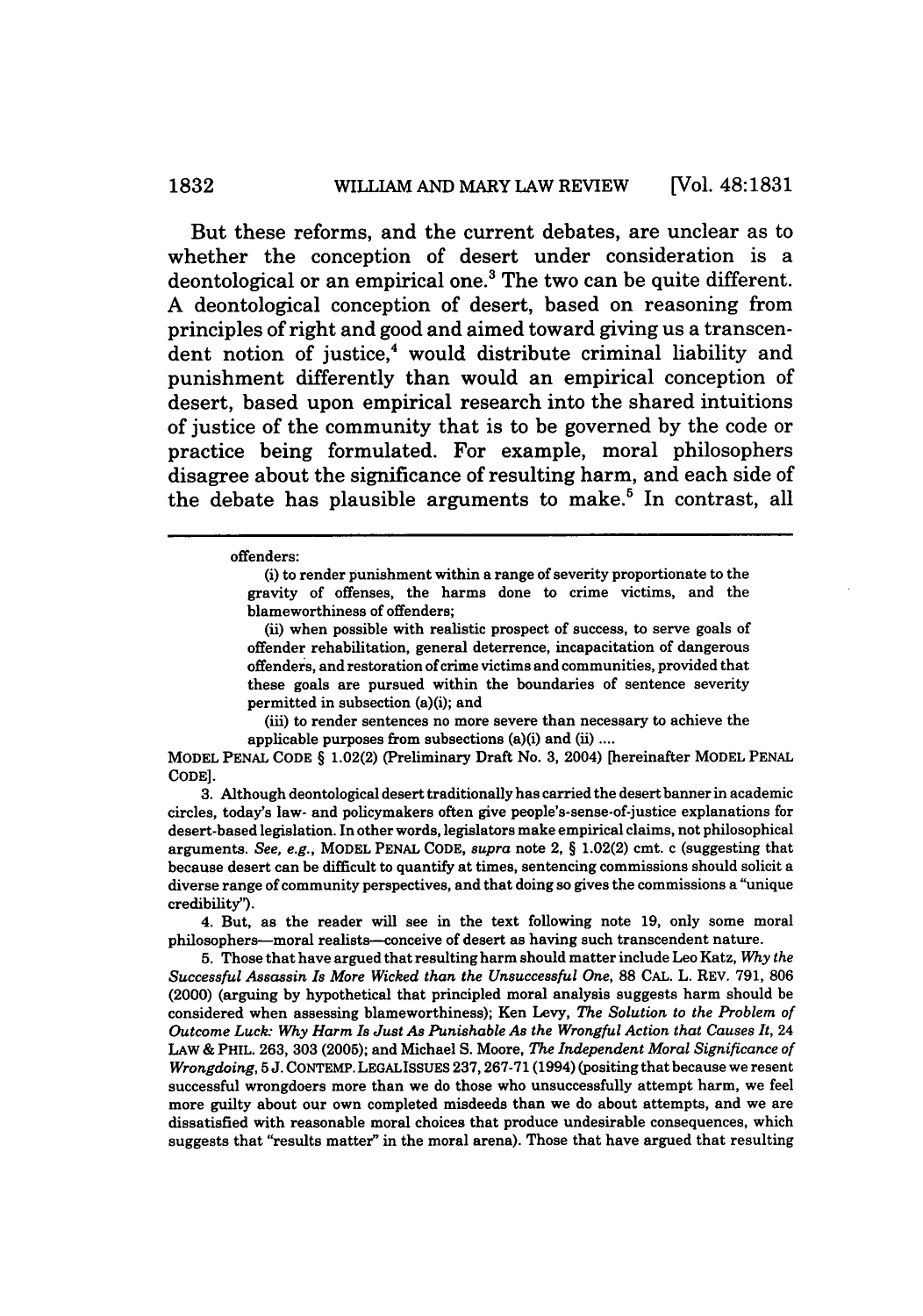But these reforms, and the current debates, are unclear as to whether the conception of desert under consideration is a deontological or an empirical one.[3] The two can be quite different. A deontological conception of desert, based on reasoning from principles of right and good and aimed toward giving us a transcendent notion of justice,[4] would distribute criminal liability and punishment differently than would an empirical conception of desert, based upon empirical research into the shared intuitions of justice of the community that is to be governed by the code or practice being formulated. For example, moral philosophers disagree about the significance of resulting harm, and each side of the debate has plausible arguments to make.[5] In contrast, all

---

offenders:

> (i) to render punishment within a range of severity proportionate to the gravity of offenses, the harms done to crime victims, and the blameworthiness of offenders;
>
> (ii) when possible with realistic prospect of success, to serve goals of offender rehabilitation, general deterrence, incapacitation of dangerous offenders, and restoration of crime victims and communities, provided that these goals are pursued within the boundaries of sentence severity permitted in subsection (a)(i); and
>
> (iii) to render sentences no more severe than necessary to achieve the applicable purposes from subsections (a)(i) and (ii) ....

MODEL PENAL CODE § 1.02(2) (Preliminary Draft No. 3, 2004) [hereinafter MODEL PENAL CODE].

3. Although deontological desert traditionally has carried the desert banner in academic circles, today's law- and policymakers often give people's-sense-of-justice explanations for desert-based legislation. In other words, legislators make empirical claims, not philosophical arguments. *See, e.g.*, MODEL PENAL CODE, *supra* note 2, § 1.02(2) cmt. c (suggesting that because desert can be difficult to quantify at times, sentencing commissions should solicit a diverse range of community perspectives, and that doing so gives the commissions a "unique credibility").

4. But, as the reader will see in the text following note 19, only some moral philosophers—moral realists—conceive of desert as having such transcendent nature.

5. Those that have argued that resulting harm should matter include Leo Katz, *Why the Successful Assassin Is More Wicked than the Unsuccessful One*, 88 CAL. L. REV. 791, 806 (2000) (arguing by hypothetical that principled moral analysis suggests harm should be considered when assessing blameworthiness); Ken Levy, *The Solution to the Problem of Outcome Luck: Why Harm Is Just As Punishable As the Wrongful Action that Causes It*, 24 LAW & PHIL. 263, 303 (2005); and Michael S. Moore, *The Independent Moral Significance of Wrongdoing*, 5 J. CONTEMP. LEGAL ISSUES 237, 267-71 (1994) (positing that because we resent successful wrongdoers more than we do those who unsuccessfully attempt harm, we feel more guilty about our own completed misdeeds than we do about attempts, and we are dissatisfied with reasonable moral choices that produce undesirable consequences, which suggests that "results matter" in the moral arena). Those that have argued that resulting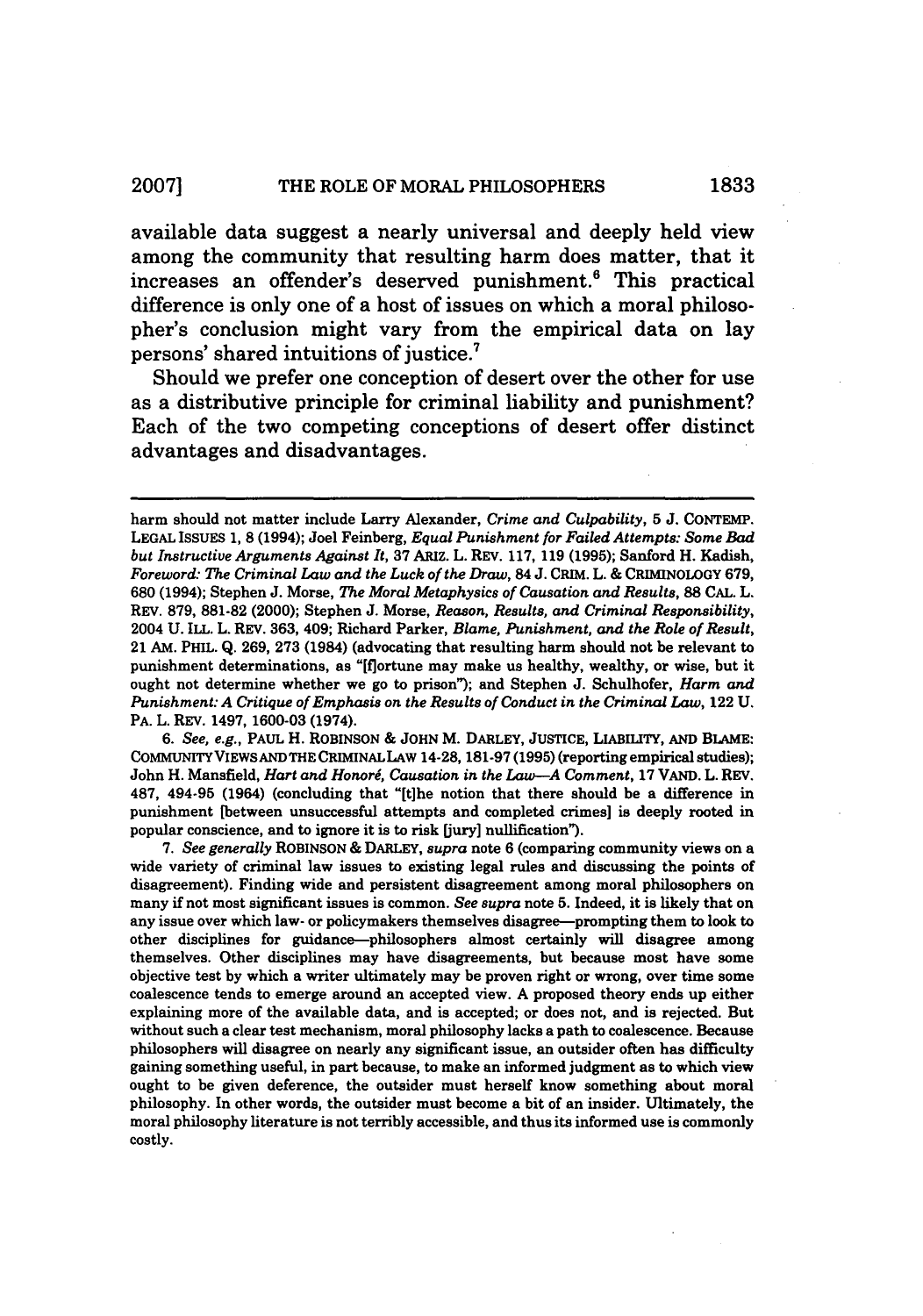available data suggest a nearly universal and deeply held view among the community that resulting harm does matter, that it increases an offender's deserved punishment.[6] This practical difference is only one of a host of issues on which a moral philosopher's conclusion might vary from the empirical data on lay persons' shared intuitions of justice.[7]

Should we prefer one conception of desert over the other for use as a distributive principle for criminal liability and punishment? Each of the two competing conceptions of desert offer distinct advantages and disadvantages.

---

harm should not matter include Larry Alexander, *Crime and Culpability*, 5 J. CONTEMP. LEGAL ISSUES 1, 8 (1994); Joel Feinberg, *Equal Punishment for Failed Attempts: Some Bad but Instructive Arguments Against It*, 37 ARIZ. L. REV. 117, 119 (1995); Sanford H. Kadish, *Foreword: The Criminal Law and the Luck of the Draw*, 84 J. CRIM. L. & CRIMINOLOGY 679, 680 (1994); Stephen J. Morse, *The Moral Metaphysics of Causation and Results*, 88 CAL. L. REV. 879, 881-82 (2000); Stephen J. Morse, *Reason, Results, and Criminal Responsibility*, 2004 U. ILL. L. REV. 363, 409; Richard Parker, *Blame, Punishment, and the Role of Result*, 21 AM. PHIL. Q. 269, 273 (1984) (advocating that resulting harm should not be relevant to punishment determinations, as "[f]ortune may make us healthy, wealthy, or wise, but it ought not determine whether we go to prison"); and Stephen J. Schulhofer, *Harm and Punishment: A Critique of Emphasis on the Results of Conduct in the Criminal Law*, 122 U. PA. L. REV. 1497, 1600-03 (1974).

6. *See, e.g.*, PAUL H. ROBINSON & JOHN M. DARLEY, JUSTICE, LIABILITY, AND BLAME: COMMUNITY VIEWS AND THE CRIMINAL LAW 14-28, 181-97 (1995) (reporting empirical studies); John H. Mansfield, *Hart and Honoré, Causation in the Law—A Comment*, 17 VAND. L. REV. 487, 494-95 (1964) (concluding that "[t]he notion that there should be a difference in punishment [between unsuccessful attempts and completed crimes] is deeply rooted in popular conscience, and to ignore it is to risk [jury] nullification").

7. *See generally* ROBINSON & DARLEY, *supra* note 6 (comparing community views on a wide variety of criminal law issues to existing legal rules and discussing the points of disagreement). Finding wide and persistent disagreement among moral philosophers on many if not most significant issues is common. *See supra* note 5. Indeed, it is likely that on any issue over which law- or policymakers themselves disagree—prompting them to look to other disciplines for guidance—philosophers almost certainly will disagree among themselves. Other disciplines may have disagreements, but because most have some objective test by which a writer ultimately may be proven right or wrong, over time some coalescence tends to emerge around an accepted view. A proposed theory ends up either explaining more of the available data, and is accepted; or does not, and is rejected. But without such a clear test mechanism, moral philosophy lacks a path to coalescence. Because philosophers will disagree on nearly any significant issue, an outsider often has difficulty gaining something useful, in part because, to make an informed judgment as to which view ought to be given deference, the outsider must herself know something about moral philosophy. In other words, the outsider must become a bit of an insider. Ultimately, the moral philosophy literature is not terribly accessible, and thus its informed use is commonly costly.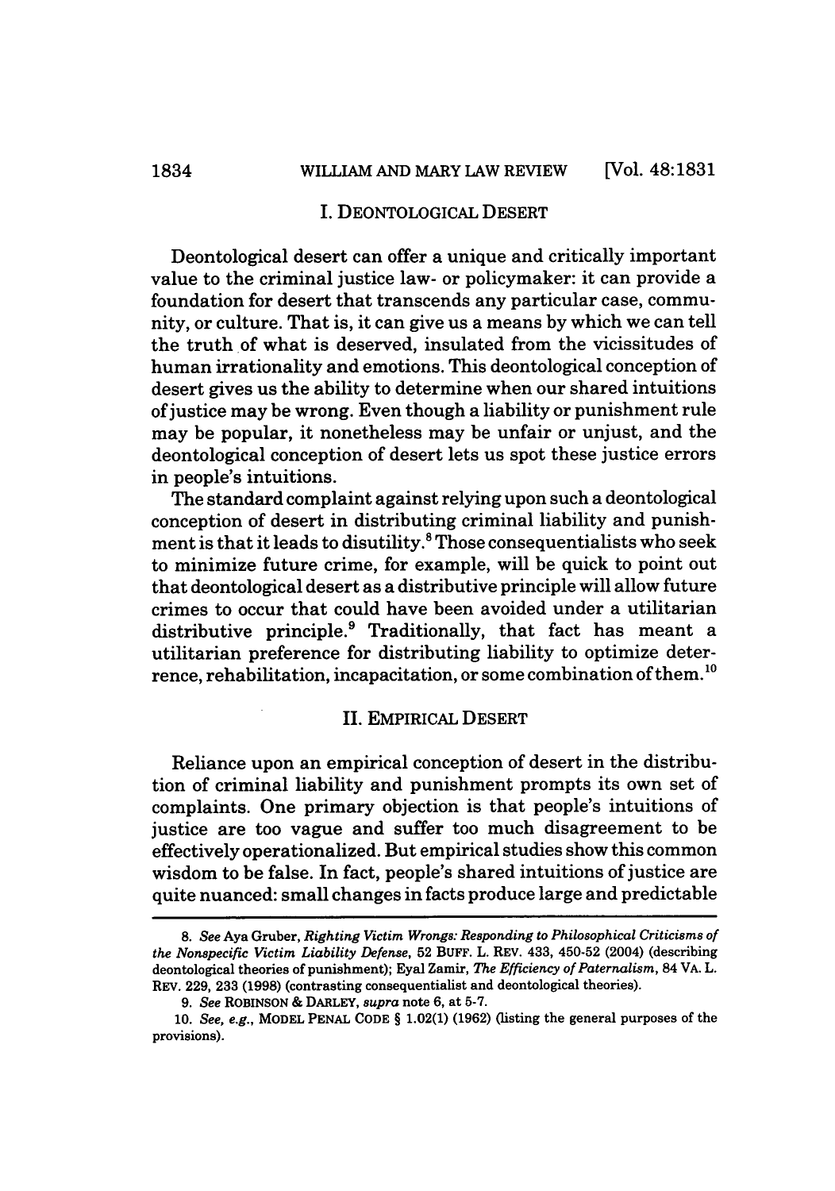## I. DEONTOLOGICAL DESERT

Deontological desert can offer a unique and critically important value to the criminal justice law- or policymaker: it can provide a foundation for desert that transcends any particular case, community, or culture. That is, it can give us a means by which we can tell the truth of what is deserved, insulated from the vicissitudes of human irrationality and emotions. This deontological conception of desert gives us the ability to determine when our shared intuitions of justice may be wrong. Even though a liability or punishment rule may be popular, it nonetheless may be unfair or unjust, and the deontological conception of desert lets us spot these justice errors in people's intuitions.

The standard complaint against relying upon such a deontological conception of desert in distributing criminal liability and punishment is that it leads to disutility.[8] Those consequentialists who seek to minimize future crime, for example, will be quick to point out that deontological desert as a distributive principle will allow future crimes to occur that could have been avoided under a utilitarian distributive principle.[9] Traditionally, that fact has meant a utilitarian preference for distributing liability to optimize deterrence, rehabilitation, incapacitation, or some combination of them.[10]

## II. EMPIRICAL DESERT

Reliance upon an empirical conception of desert in the distribution of criminal liability and punishment prompts its own set of complaints. One primary objection is that people's intuitions of justice are too vague and suffer too much disagreement to be effectively operationalized. But empirical studies show this common wisdom to be false. In fact, people's shared intuitions of justice are quite nuanced: small changes in facts produce large and predictable

---

8. *See* Aya Gruber, *Righting Victim Wrongs: Responding to Philosophical Criticisms of the Nonspecific Victim Liability Defense*, 52 BUFF. L. REV. 433, 450-52 (2004) (describing deontological theories of punishment); Eyal Zamir, *The Efficiency of Paternalism*, 84 VA. L. REV. 229, 233 (1998) (contrasting consequentialist and deontological theories).

9. *See* ROBINSON & DARLEY, *supra* note 6, at 5-7.

10. *See, e.g.*, MODEL PENAL CODE § 1.02(1) (1962) (listing the general purposes of the provisions).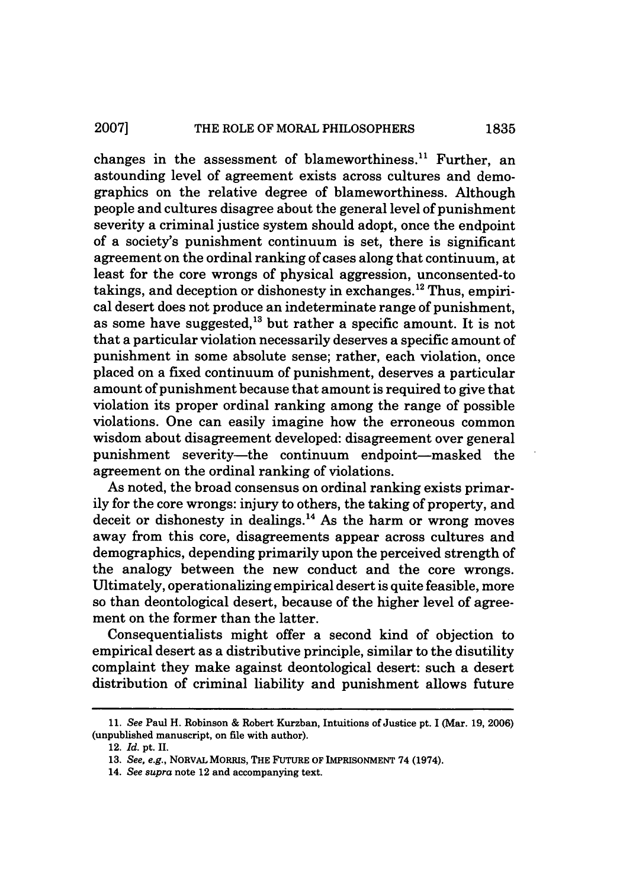changes in the assessment of blameworthiness.[11] Further, an astounding level of agreement exists across cultures and demographics on the relative degree of blameworthiness. Although people and cultures disagree about the general level of punishment severity a criminal justice system should adopt, once the endpoint of a society's punishment continuum is set, there is significant agreement on the ordinal ranking of cases along that continuum, at least for the core wrongs of physical aggression, unconsented-to takings, and deception or dishonesty in exchanges.[12] Thus, empirical desert does not produce an indeterminate range of punishment, as some have suggested,[13] but rather a specific amount. It is not that a particular violation necessarily deserves a specific amount of punishment in some absolute sense; rather, each violation, once placed on a fixed continuum of punishment, deserves a particular amount of punishment because that amount is required to give that violation its proper ordinal ranking among the range of possible violations. One can easily imagine how the erroneous common wisdom about disagreement developed: disagreement over general punishment severity—the continuum endpoint—masked the agreement on the ordinal ranking of violations.

As noted, the broad consensus on ordinal ranking exists primarily for the core wrongs: injury to others, the taking of property, and deceit or dishonesty in dealings.[14] As the harm or wrong moves away from this core, disagreements appear across cultures and demographics, depending primarily upon the perceived strength of the analogy between the new conduct and the core wrongs. Ultimately, operationalizing empirical desert is quite feasible, more so than deontological desert, because of the higher level of agreement on the former than the latter.

Consequentialists might offer a second kind of objection to empirical desert as a distributive principle, similar to the disutility complaint they make against deontological desert: such a desert distribution of criminal liability and punishment allows future

---

11. *See* Paul H. Robinson & Robert Kurzban, Intuitions of Justice pt. I (Mar. 19, 2006) (unpublished manuscript, on file with author).

12. *Id.* pt. II.

13. *See, e.g.*, NORVAL MORRIS, THE FUTURE OF IMPRISONMENT 74 (1974).

14. *See supra* note 12 and accompanying text.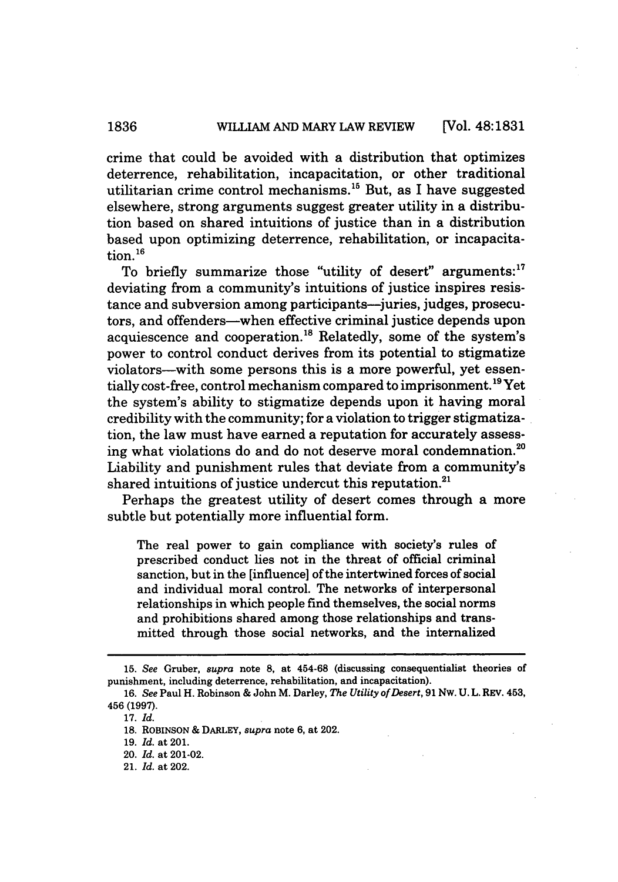crime that could be avoided with a distribution that optimizes deterrence, rehabilitation, incapacitation, or other traditional utilitarian crime control mechanisms.[15] But, as I have suggested elsewhere, strong arguments suggest greater utility in a distribution based on shared intuitions of justice than in a distribution based upon optimizing deterrence, rehabilitation, or incapacitation.[16]

To briefly summarize those "utility of desert" arguments:[17] deviating from a community's intuitions of justice inspires resistance and subversion among participants—juries, judges, prosecutors, and offenders—when effective criminal justice depends upon acquiescence and cooperation.[18] Relatedly, some of the system's power to control conduct derives from its potential to stigmatize violators—with some persons this is a more powerful, yet essentially cost-free, control mechanism compared to imprisonment.[19] Yet the system's ability to stigmatize depends upon it having moral credibility with the community; for a violation to trigger stigmatization, the law must have earned a reputation for accurately assessing what violations do and do not deserve moral condemnation.[20] Liability and punishment rules that deviate from a community's shared intuitions of justice undercut this reputation.[21]

Perhaps the greatest utility of desert comes through a more subtle but potentially more influential form.

> The real power to gain compliance with society's rules of prescribed conduct lies not in the threat of official criminal sanction, but in the [influence] of the intertwined forces of social and individual moral control. The networks of interpersonal relationships in which people find themselves, the social norms and prohibitions shared among those relationships and transmitted through those social networks, and the internalized

---

15. *See* Gruber, *supra* note 8, at 454-68 (discussing consequentialist theories of punishment, including deterrence, rehabilitation, and incapacitation).

16. *See* Paul H. Robinson & John M. Darley, *The Utility of Desert*, 91 NW. U. L. REV. 453, 456 (1997).

17. *Id.*

18. ROBINSON & DARLEY, *supra* note 6, at 202.

19. *Id.* at 201.

20. *Id.* at 201-02.

21. *Id.* at 202.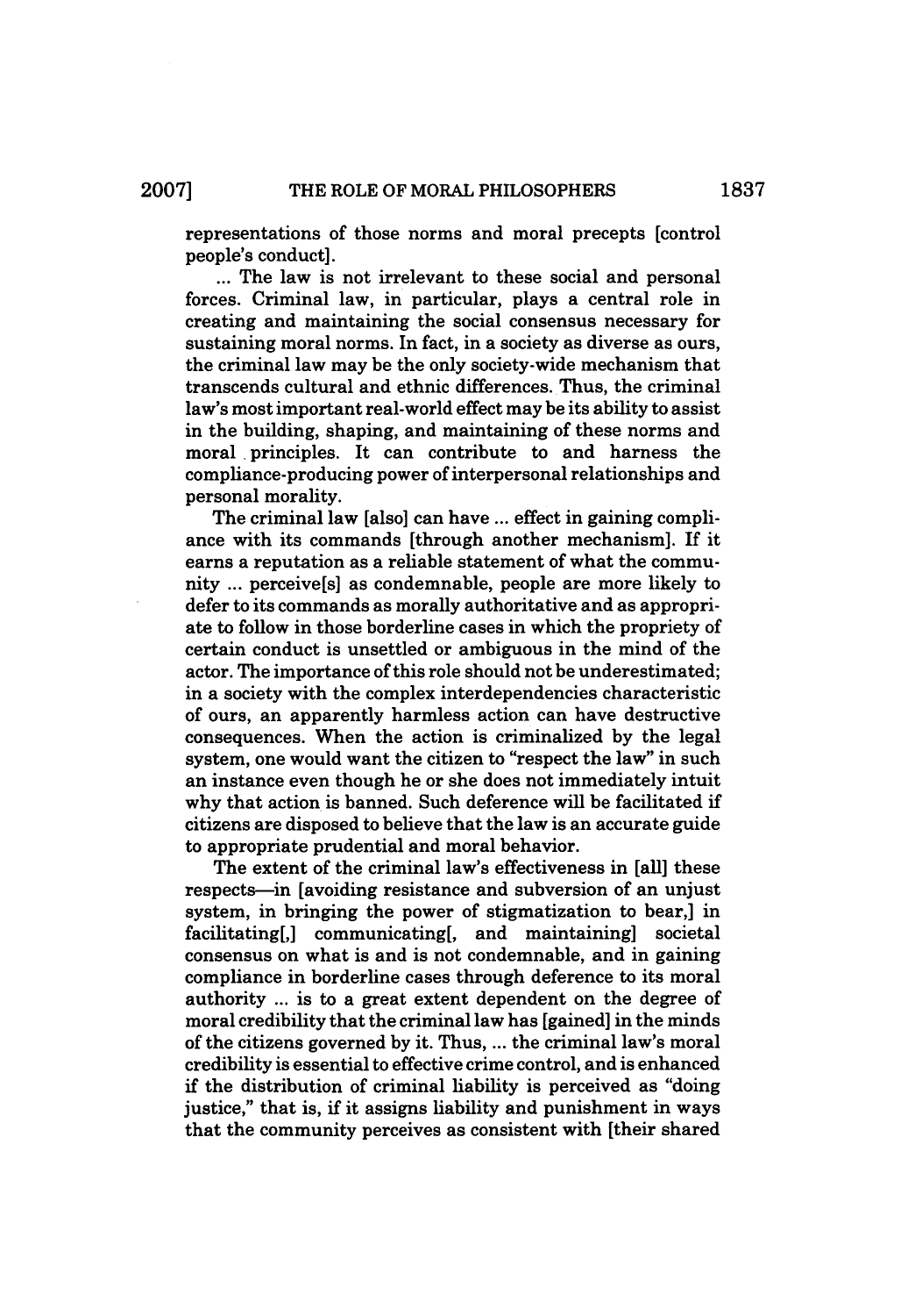representations of those norms and moral precepts [control people's conduct].

... The law is not irrelevant to these social and personal forces. Criminal law, in particular, plays a central role in creating and maintaining the social consensus necessary for sustaining moral norms. In fact, in a society as diverse as ours, the criminal law may be the only society-wide mechanism that transcends cultural and ethnic differences. Thus, the criminal law's most important real-world effect may be its ability to assist in the building, shaping, and maintaining of these norms and moral principles. It can contribute to and harness the compliance-producing power of interpersonal relationships and personal morality.

The criminal law [also] can have ... effect in gaining compliance with its commands [through another mechanism]. If it earns a reputation as a reliable statement of what the community ... perceive[s] as condemnable, people are more likely to defer to its commands as morally authoritative and as appropriate to follow in those borderline cases in which the propriety of certain conduct is unsettled or ambiguous in the mind of the actor. The importance of this role should not be underestimated; in a society with the complex interdependencies characteristic of ours, an apparently harmless action can have destructive consequences. When the action is criminalized by the legal system, one would want the citizen to "respect the law" in such an instance even though he or she does not immediately intuit why that action is banned. Such deference will be facilitated if citizens are disposed to believe that the law is an accurate guide to appropriate prudential and moral behavior.

The extent of the criminal law's effectiveness in [all] these respects—in [avoiding resistance and subversion of an unjust system, in bringing the power of stigmatization to bear,] in facilitating[,] communicating[, and maintaining] societal consensus on what is and is not condemnable, and in gaining compliance in borderline cases through deference to its moral authority ... is to a great extent dependent on the degree of moral credibility that the criminal law has [gained] in the minds of the citizens governed by it. Thus, ... the criminal law's moral credibility is essential to effective crime control, and is enhanced if the distribution of criminal liability is perceived as "doing justice," that is, if it assigns liability and punishment in ways that the community perceives as consistent with [their shared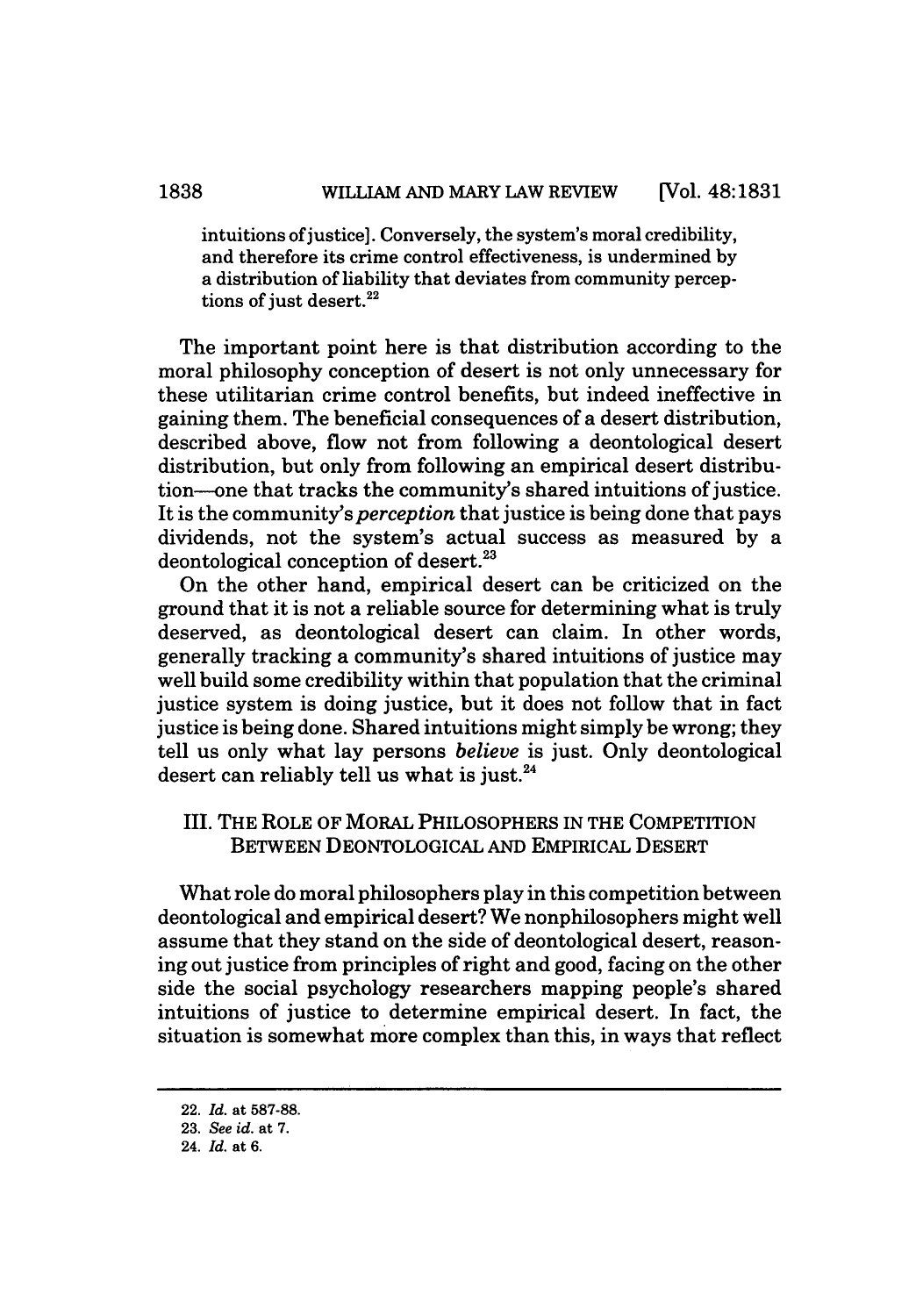intuitions of justice]. Conversely, the system's moral credibility, and therefore its crime control effectiveness, is undermined by a distribution of liability that deviates from community perceptions of just desert.[22]

The important point here is that distribution according to the moral philosophy conception of desert is not only unnecessary for these utilitarian crime control benefits, but indeed ineffective in gaining them. The beneficial consequences of a desert distribution, described above, flow not from following a deontological desert distribution, but only from following an empirical desert distribution—one that tracks the community's shared intuitions of justice. It is the community's *perception* that justice is being done that pays dividends, not the system's actual success as measured by a deontological conception of desert.[23]

On the other hand, empirical desert can be criticized on the ground that it is not a reliable source for determining what is truly deserved, as deontological desert can claim. In other words, generally tracking a community's shared intuitions of justice may well build some credibility within that population that the criminal justice system is doing justice, but it does not follow that in fact justice is being done. Shared intuitions might simply be wrong; they tell us only what lay persons *believe* is just. Only deontological desert can reliably tell us what is just.[24]

## III. THE ROLE OF MORAL PHILOSOPHERS IN THE COMPETITION BETWEEN DEONTOLOGICAL AND EMPIRICAL DESERT

What role do moral philosophers play in this competition between deontological and empirical desert? We nonphilosophers might well assume that they stand on the side of deontological desert, reasoning out justice from principles of right and good, facing on the other side the social psychology researchers mapping people's shared intuitions of justice to determine empirical desert. In fact, the situation is somewhat more complex than this, in ways that reflect

---

22. *Id.* at 587-88.

23. *See id.* at 7.

24. *Id.* at 6.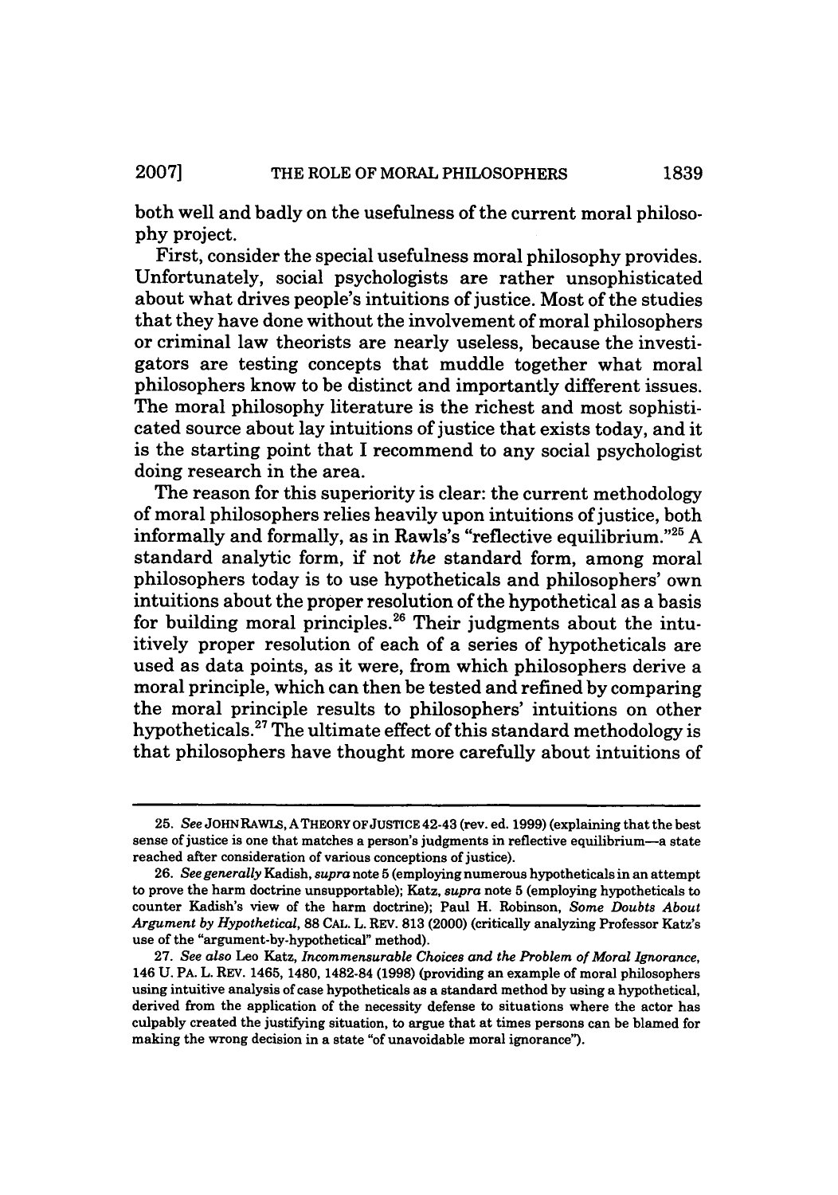both well and badly on the usefulness of the current moral philosophy project.

First, consider the special usefulness moral philosophy provides. Unfortunately, social psychologists are rather unsophisticated about what drives people's intuitions of justice. Most of the studies that they have done without the involvement of moral philosophers or criminal law theorists are nearly useless, because the investigators are testing concepts that muddle together what moral philosophers know to be distinct and importantly different issues. The moral philosophy literature is the richest and most sophisticated source about lay intuitions of justice that exists today, and it is the starting point that I recommend to any social psychologist doing research in the area.

The reason for this superiority is clear: the current methodology of moral philosophers relies heavily upon intuitions of justice, both informally and formally, as in Rawls's "reflective equilibrium."[25] A standard analytic form, if not *the* standard form, among moral philosophers today is to use hypotheticals and philosophers' own intuitions about the proper resolution of the hypothetical as a basis for building moral principles.[26] Their judgments about the intuitively proper resolution of each of a series of hypotheticals are used as data points, as it were, from which philosophers derive a moral principle, which can then be tested and refined by comparing the moral principle results to philosophers' intuitions on other hypotheticals.[27] The ultimate effect of this standard methodology is that philosophers have thought more carefully about intuitions of

---

25. *See* JOHN RAWLS, A THEORY OF JUSTICE 42-43 (rev. ed. 1999) (explaining that the best sense of justice is one that matches a person's judgments in reflective equilibrium—a state reached after consideration of various conceptions of justice).

26. *See generally* Kadish, *supra* note 5 (employing numerous hypotheticals in an attempt to prove the harm doctrine unsupportable); Katz, *supra* note 5 (employing hypotheticals to counter Kadish's view of the harm doctrine); Paul H. Robinson, *Some Doubts About Argument by Hypothetical*, 88 CAL. L. REV. 813 (2000) (critically analyzing Professor Katz's use of the "argument-by-hypothetical" method).

27. *See also* Leo Katz, *Incommensurable Choices and the Problem of Moral Ignorance*, 146 U. PA. L. REV. 1465, 1480, 1482-84 (1998) (providing an example of moral philosophers using intuitive analysis of case hypotheticals as a standard method by using a hypothetical, derived from the application of the necessity defense to situations where the actor has culpably created the justifying situation, to argue that at times persons can be blamed for making the wrong decision in a state "of unavoidable moral ignorance").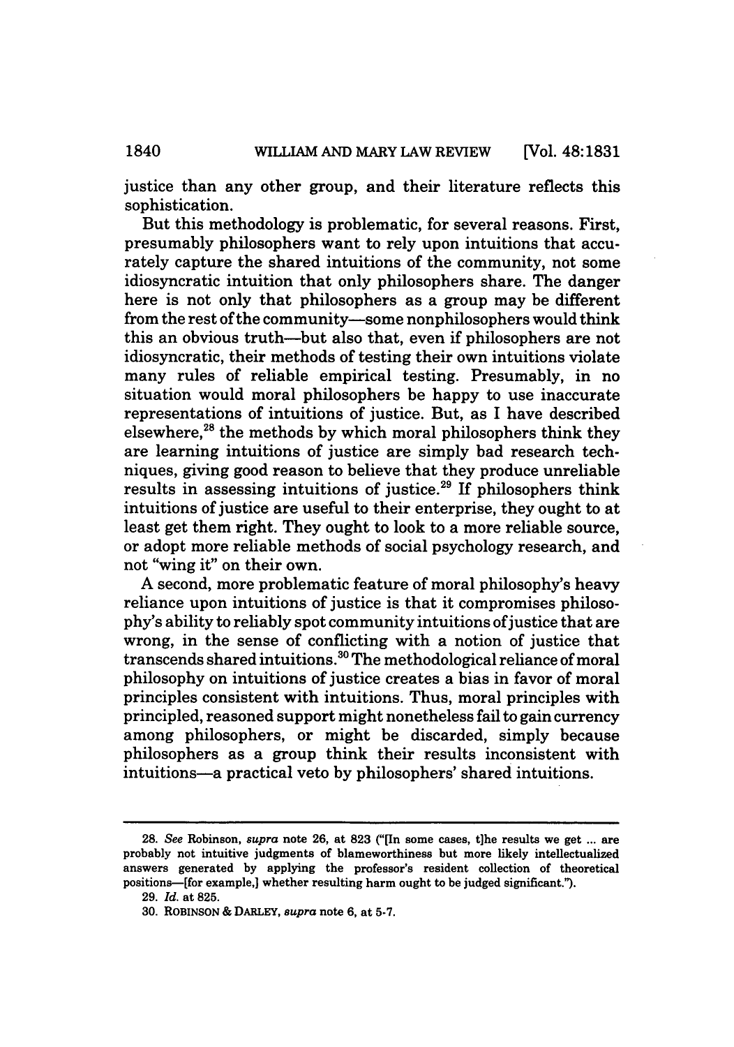justice than any other group, and their literature reflects this sophistication.

But this methodology is problematic, for several reasons. First, presumably philosophers want to rely upon intuitions that accurately capture the shared intuitions of the community, not some idiosyncratic intuition that only philosophers share. The danger here is not only that philosophers as a group may be different from the rest of the community—some nonphilosophers would think this an obvious truth—but also that, even if philosophers are not idiosyncratic, their methods of testing their own intuitions violate many rules of reliable empirical testing. Presumably, in no situation would moral philosophers be happy to use inaccurate representations of intuitions of justice. But, as I have described elsewhere,[28] the methods by which moral philosophers think they are learning intuitions of justice are simply bad research techniques, giving good reason to believe that they produce unreliable results in assessing intuitions of justice.[29] If philosophers think intuitions of justice are useful to their enterprise, they ought to at least get them right. They ought to look to a more reliable source, or adopt more reliable methods of social psychology research, and not "wing it" on their own.

A second, more problematic feature of moral philosophy's heavy reliance upon intuitions of justice is that it compromises philosophy's ability to reliably spot community intuitions of justice that are wrong, in the sense of conflicting with a notion of justice that transcends shared intuitions.[30] The methodological reliance of moral philosophy on intuitions of justice creates a bias in favor of moral principles consistent with intuitions. Thus, moral principles with principled, reasoned support might nonetheless fail to gain currency among philosophers, or might be discarded, simply because philosophers as a group think their results inconsistent with intuitions—a practical veto by philosophers' shared intuitions.

---

28. *See* Robinson, *supra* note 26, at 823 ("[In some cases, t]he results we get ... are probably not intuitive judgments of blameworthiness but more likely intellectualized answers generated by applying the professor's resident collection of theoretical positions—[for example,] whether resulting harm ought to be judged significant.").

29. *Id.* at 825.

30. ROBINSON & DARLEY, *supra* note 6, at 5-7.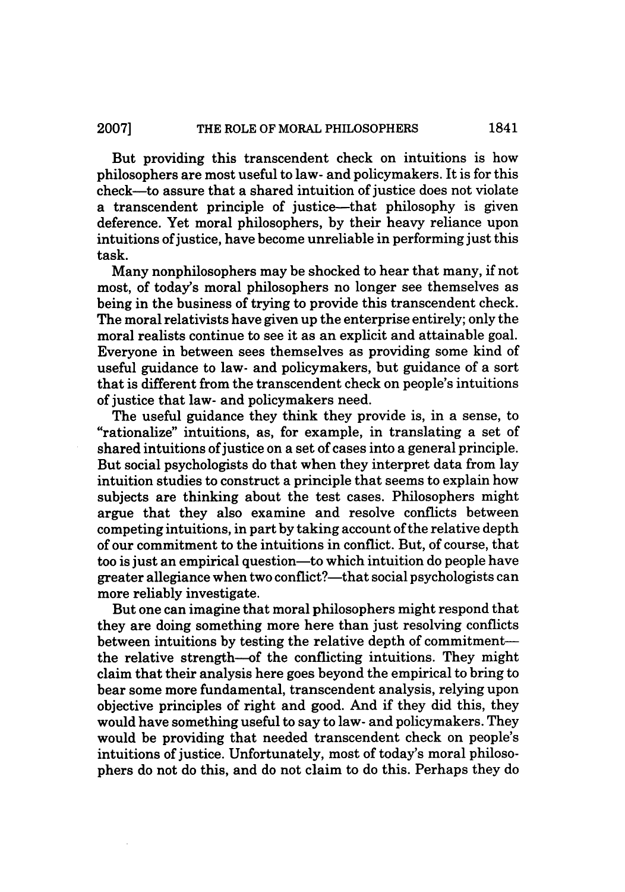But providing this transcendent check on intuitions is how philosophers are most useful to law- and policymakers. It is for this check—to assure that a shared intuition of justice does not violate a transcendent principle of justice—that philosophy is given deference. Yet moral philosophers, by their heavy reliance upon intuitions of justice, have become unreliable in performing just this task.

Many nonphilosophers may be shocked to hear that many, if not most, of today's moral philosophers no longer see themselves as being in the business of trying to provide this transcendent check. The moral relativists have given up the enterprise entirely; only the moral realists continue to see it as an explicit and attainable goal. Everyone in between sees themselves as providing some kind of useful guidance to law- and policymakers, but guidance of a sort that is different from the transcendent check on people's intuitions of justice that law- and policymakers need.

The useful guidance they think they provide is, in a sense, to "rationalize" intuitions, as, for example, in translating a set of shared intuitions of justice on a set of cases into a general principle. But social psychologists do that when they interpret data from lay intuition studies to construct a principle that seems to explain how subjects are thinking about the test cases. Philosophers might argue that they also examine and resolve conflicts between competing intuitions, in part by taking account of the relative depth of our commitment to the intuitions in conflict. But, of course, that too is just an empirical question—to which intuition do people have greater allegiance when two conflict?—that social psychologists can more reliably investigate.

But one can imagine that moral philosophers might respond that they are doing something more here than just resolving conflicts between intuitions by testing the relative depth of commitment—the relative strength—of the conflicting intuitions. They might claim that their analysis here goes beyond the empirical to bring to bear some more fundamental, transcendent analysis, relying upon objective principles of right and good. And if they did this, they would have something useful to say to law- and policymakers. They would be providing that needed transcendent check on people's intuitions of justice. Unfortunately, most of today's moral philosophers do not do this, and do not claim to do this. Perhaps they do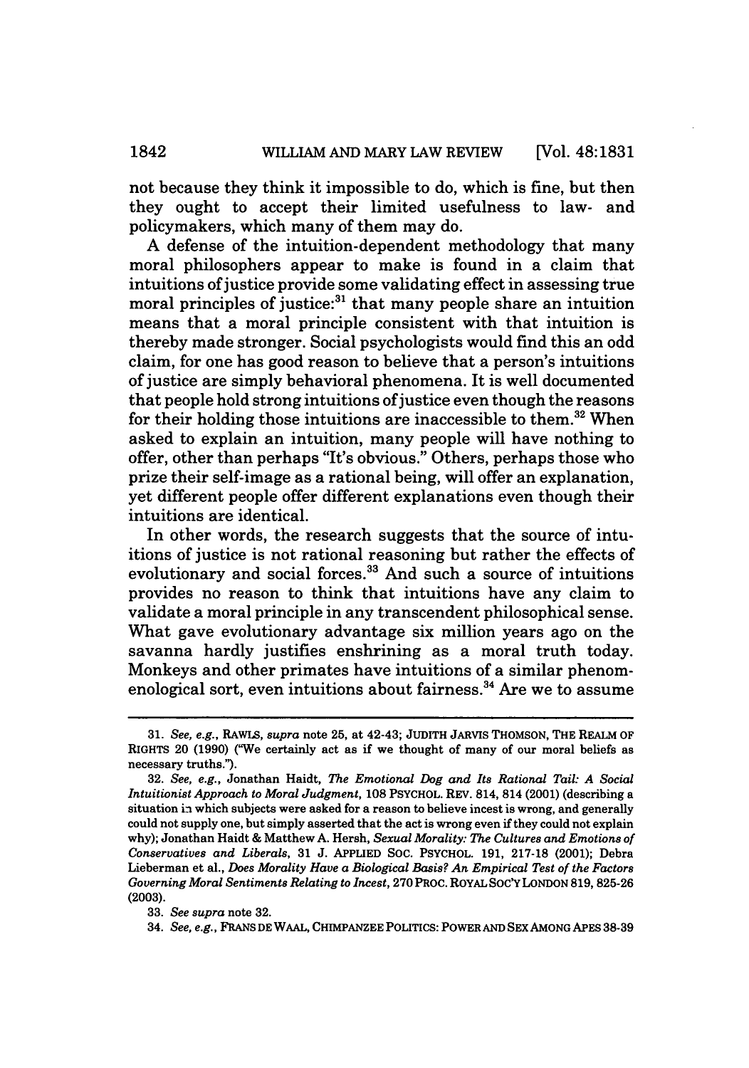not because they think it impossible to do, which is fine, but then they ought to accept their limited usefulness to law- and policymakers, which many of them may do.

A defense of the intuition-dependent methodology that many moral philosophers appear to make is found in a claim that intuitions of justice provide some validating effect in assessing true moral principles of justice:[31] that many people share an intuition means that a moral principle consistent with that intuition is thereby made stronger. Social psychologists would find this an odd claim, for one has good reason to believe that a person's intuitions of justice are simply behavioral phenomena. It is well documented that people hold strong intuitions of justice even though the reasons for their holding those intuitions are inaccessible to them.[32] When asked to explain an intuition, many people will have nothing to offer, other than perhaps "It's obvious." Others, perhaps those who prize their self-image as a rational being, will offer an explanation, yet different people offer different explanations even though their intuitions are identical.

In other words, the research suggests that the source of intuitions of justice is not rational reasoning but rather the effects of evolutionary and social forces.[33] And such a source of intuitions provides no reason to think that intuitions have any claim to validate a moral principle in any transcendent philosophical sense. What gave evolutionary advantage six million years ago on the savanna hardly justifies enshrining as a moral truth today. Monkeys and other primates have intuitions of a similar phenomenological sort, even intuitions about fairness.[34] Are we to assume

---

31. *See, e.g.*, RAWLS, *supra* note 25, at 42-43; JUDITH JARVIS THOMSON, THE REALM OF RIGHTS 20 (1990) ("We certainly act as if we thought of many of our moral beliefs as necessary truths.").

32. *See, e.g.*, Jonathan Haidt, *The Emotional Dog and Its Rational Tail: A Social Intuitionist Approach to Moral Judgment*, 108 PSYCHOL. REV. 814, 814 (2001) (describing a situation in which subjects were asked for a reason to believe incest is wrong, and generally could not supply one, but simply asserted that the act is wrong even if they could not explain why); Jonathan Haidt & Matthew A. Hersh, *Sexual Morality: The Cultures and Emotions of Conservatives and Liberals*, 31 J. APPLIED SOC. PSYCHOL. 191, 217-18 (2001); Debra Lieberman et al., *Does Morality Have a Biological Basis? An Empirical Test of the Factors Governing Moral Sentiments Relating to Incest*, 270 PROC. ROYAL SOC'Y LONDON 819, 825-26 (2003).

33. *See supra* note 32.

34. *See, e.g.*, FRANS DE WAAL, CHIMPANZEE POLITICS: POWER AND SEX AMONG APES 38-39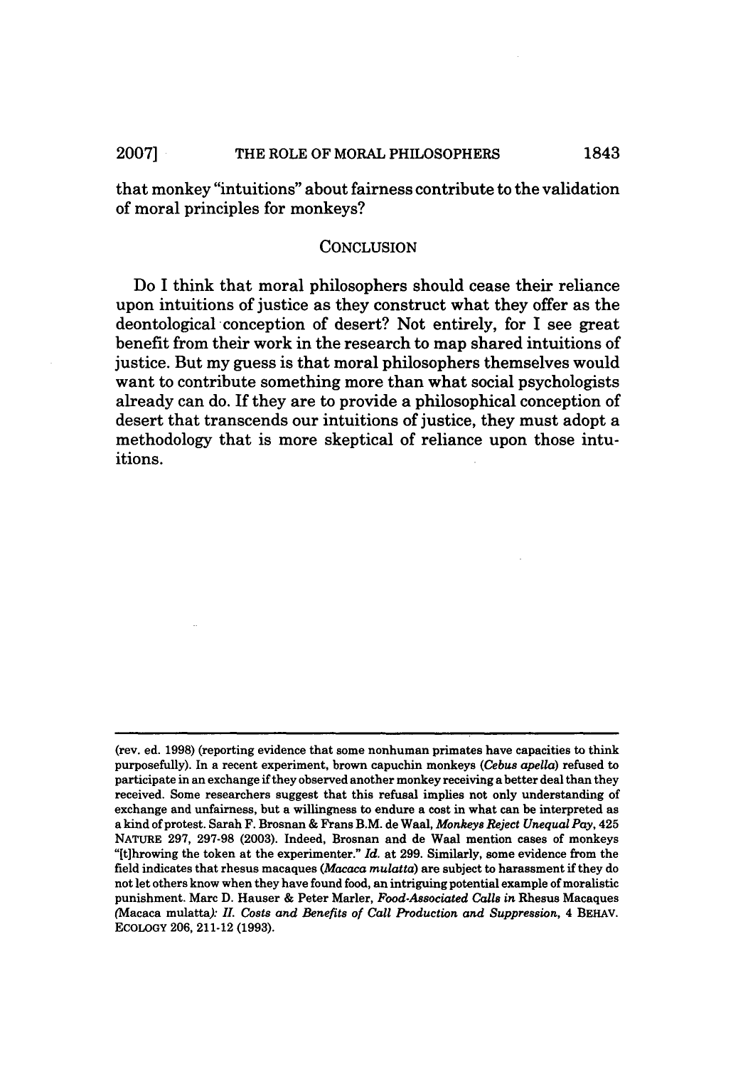that monkey "intuitions" about fairness contribute to the validation of moral principles for monkeys?

## CONCLUSION

Do I think that moral philosophers should cease their reliance upon intuitions of justice as they construct what they offer as the deontological conception of desert? Not entirely, for I see great benefit from their work in the research to map shared intuitions of justice. But my guess is that moral philosophers themselves would want to contribute something more than what social psychologists already can do. If they are to provide a philosophical conception of desert that transcends our intuitions of justice, they must adopt a methodology that is more skeptical of reliance upon those intuitions.

---

(rev. ed. 1998) (reporting evidence that some nonhuman primates have capacities to think purposefully). In a recent experiment, brown capuchin monkeys (*Cebus apella*) refused to participate in an exchange if they observed another monkey receiving a better deal than they received. Some researchers suggest that this refusal implies not only understanding of exchange and unfairness, but a willingness to endure a cost in what can be interpreted as a kind of protest. Sarah F. Brosnan & Frans B.M. de Waal, *Monkeys Reject Unequal Pay*, 425 NATURE 297, 297-98 (2003). Indeed, Brosnan and de Waal mention cases of monkeys "[t]hrowing the token at the experimenter." *Id.* at 299. Similarly, some evidence from the field indicates that rhesus macaques (*Macaca mulatta*) are subject to harassment if they do not let others know when they have found food, an intriguing potential example of moralistic punishment. Marc D. Hauser & Peter Marler, *Food-Associated Calls in* Rhesus Macaques (Macaca mulatta)*: II. Costs and Benefits of Call Production and Suppression*, 4 BEHAV. ECOLOGY 206, 211-12 (1993).